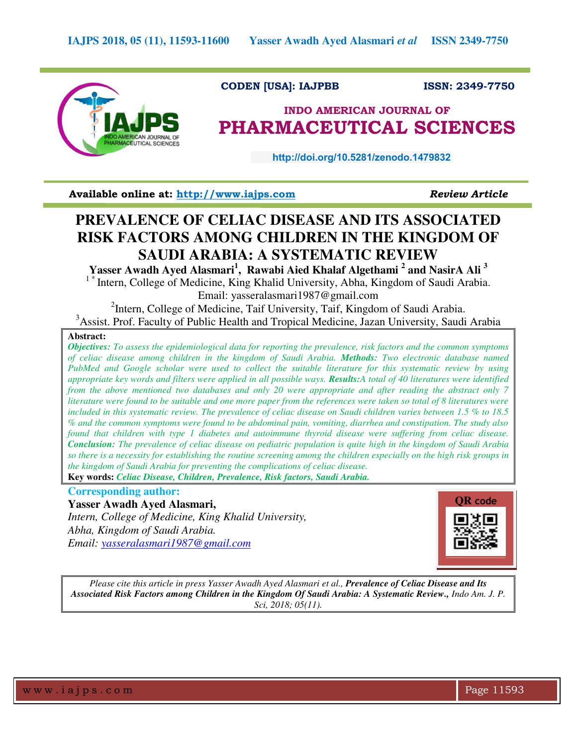CODEN [USA]: IAJPBB ISSN: 2349-7750

INDO AMERICAN JOURNAL OF
# PHARMACEUTICAL SCIENCES

http://doi.org/10.5281/zenodo.1479832

**Available online at: http://www.iajps.com** ***Review Article***

# PREVALENCE OF CELIAC DISEASE AND ITS ASSOCIATED RISK FACTORS AMONG CHILDREN IN THE KINGDOM OF SAUDI ARABIA: A SYSTEMATIC REVIEW

**Yasser Awadh Ayed Alasmari[1], Rawabi Aied Khalaf Algethami [2] and NasirA Ali [3]**

[1*] Intern, College of Medicine, King Khalid University, Abha, Kingdom of Saudi Arabia.
Email: yasseralasmari1987@gmail.com

[2]Intern, College of Medicine, Taif University, Taif, Kingdom of Saudi Arabia.

[3]Assist. Prof. Faculty of Public Health and Tropical Medicine, Jazan University, Saudi Arabia

**Abstract:**

***Objectives:*** *To assess the epidemiological data for reporting the prevalence, risk factors and the common symptoms of celiac disease among children in the kingdom of Saudi Arabia.* ***Methods:*** *Two electronic database named PubMed and Google scholar were used to collect the suitable literature for this systematic review by using appropriate key words and filters were applied in all possible ways.* ***Results:****A total of 40 literatures were identified from the above mentioned two databases and only 20 were appropriate and after reading the abstract only 7 literature were found to be suitable and one more paper from the references were taken so total of 8 literatures were included in this systematic review. The prevalence of celiac disease on Saudi children varies between 1.5 % to 18.5 % and the common symptoms were found to be abdominal pain, vomiting, diarrhea and constipation. The study also found that children with type 1 diabetes and autoimmune thyroid disease were suffering from celiac disease.* ***Conclusion:*** *The prevalence of celiac disease on pediatric population is quite high in the kingdom of Saudi Arabia so there is a necessity for establishing the routine screening among the children especially on the high risk groups in the kingdom of Saudi Arabia for preventing the complications of celiac disease.*

**Key words:** ***Celiac Disease, Children, Prevalence, Risk factors, Saudi Arabia.***

**Corresponding author:**

**Yasser Awadh Ayed Alasmari,**
*Intern, College of Medicine, King Khalid University,*
*Abha, Kingdom of Saudi Arabia.*
*Email: yasseralasmari1987@gmail.com*

QR code

*Please cite this article in press Yasser Awadh Ayed Alasmari et al.,* ***Prevalence of Celiac Disease and Its Associated Risk Factors among Children in the Kingdom Of Saudi Arabia: A Systematic Review.****, Indo Am. J. P. Sci, 2018; 05(11).*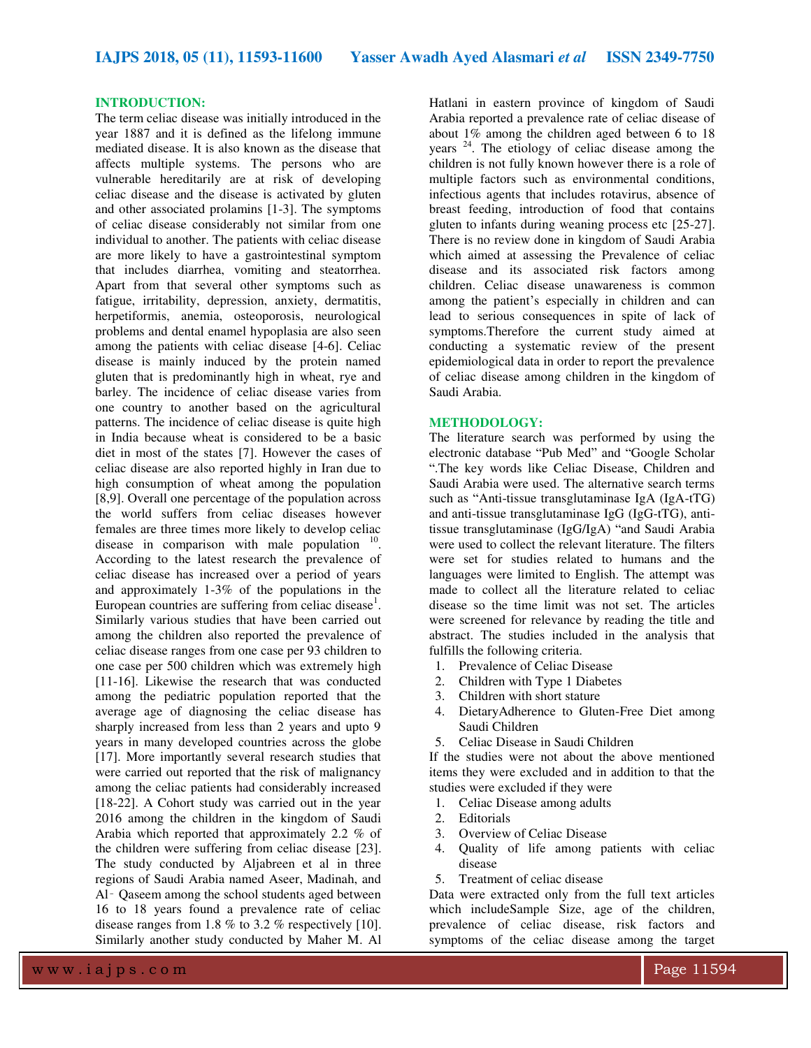## INTRODUCTION:

The term celiac disease was initially introduced in the year 1887 and it is defined as the lifelong immune mediated disease. It is also known as the disease that affects multiple systems. The persons who are vulnerable hereditarily are at risk of developing celiac disease and the disease is activated by gluten and other associated prolamins [1-3]. The symptoms of celiac disease considerably not similar from one individual to another. The patients with celiac disease are more likely to have a gastrointestinal symptom that includes diarrhea, vomiting and steatorrhea. Apart from that several other symptoms such as fatigue, irritability, depression, anxiety, dermatitis, herpetiformis, anemia, osteoporosis, neurological problems and dental enamel hypoplasia are also seen among the patients with celiac disease [4-6]. Celiac disease is mainly induced by the protein named gluten that is predominantly high in wheat, rye and barley. The incidence of celiac disease varies from one country to another based on the agricultural patterns. The incidence of celiac disease is quite high in India because wheat is considered to be a basic diet in most of the states [7]. However the cases of celiac disease are also reported highly in Iran due to high consumption of wheat among the population [8,9]. Overall one percentage of the population across the world suffers from celiac diseases however females are three times more likely to develop celiac disease in comparison with male population [10]. According to the latest research the prevalence of celiac disease has increased over a period of years and approximately 1-3% of the populations in the European countries are suffering from celiac disease[1]. Similarly various studies that have been carried out among the children also reported the prevalence of celiac disease ranges from one case per 93 children to one case per 500 children which was extremely high [11-16]. Likewise the research that was conducted among the pediatric population reported that the average age of diagnosing the celiac disease has sharply increased from less than 2 years and upto 9 years in many developed countries across the globe [17]. More importantly several research studies that were carried out reported that the risk of malignancy among the celiac patients had considerably increased [18-22]. A Cohort study was carried out in the year 2016 among the children in the kingdom of Saudi Arabia which reported that approximately 2.2 % of the children were suffering from celiac disease [23]. The study conducted by Aljabreen et al in three regions of Saudi Arabia named Aseer, Madinah, and Al‑ Qaseem among the school students aged between 16 to 18 years found a prevalence rate of celiac disease ranges from 1.8 % to 3.2 % respectively [10]. Similarly another study conducted by Maher M. Al Hatlani in eastern province of kingdom of Saudi Arabia reported a prevalence rate of celiac disease of about 1% among the children aged between 6 to 18 years [24]. The etiology of celiac disease among the children is not fully known however there is a role of multiple factors such as environmental conditions, infectious agents that includes rotavirus, absence of breast feeding, introduction of food that contains gluten to infants during weaning process etc [25-27]. There is no review done in kingdom of Saudi Arabia which aimed at assessing the Prevalence of celiac disease and its associated risk factors among children. Celiac disease unawareness is common among the patient's especially in children and can lead to serious consequences in spite of lack of symptoms.Therefore the current study aimed at conducting a systematic review of the present epidemiological data in order to report the prevalence of celiac disease among children in the kingdom of Saudi Arabia.

## METHODOLOGY:

The literature search was performed by using the electronic database "Pub Med" and "Google Scholar ".The key words like Celiac Disease, Children and Saudi Arabia were used. The alternative search terms such as "Anti-tissue transglutaminase IgA (IgA-tTG) and anti-tissue transglutaminase IgG (IgG-tTG), anti-tissue transglutaminase (IgG/IgA) "and Saudi Arabia were used to collect the relevant literature. The filters were set for studies related to humans and the languages were limited to English. The attempt was made to collect all the literature related to celiac disease so the time limit was not set. The articles were screened for relevance by reading the title and abstract. The studies included in the analysis that fulfills the following criteria.

1. Prevalence of Celiac Disease
2. Children with Type 1 Diabetes
3. Children with short stature
4. DietaryAdherence to Gluten-Free Diet among Saudi Children
5. Celiac Disease in Saudi Children

If the studies were not about the above mentioned items they were excluded and in addition to that the studies were excluded if they were

1. Celiac Disease among adults
2. Editorials
3. Overview of Celiac Disease
4. Quality of life among patients with celiac disease
5. Treatment of celiac disease

Data were extracted only from the full text articles which includeSample Size, age of the children, prevalence of celiac disease, risk factors and symptoms of the celiac disease among the target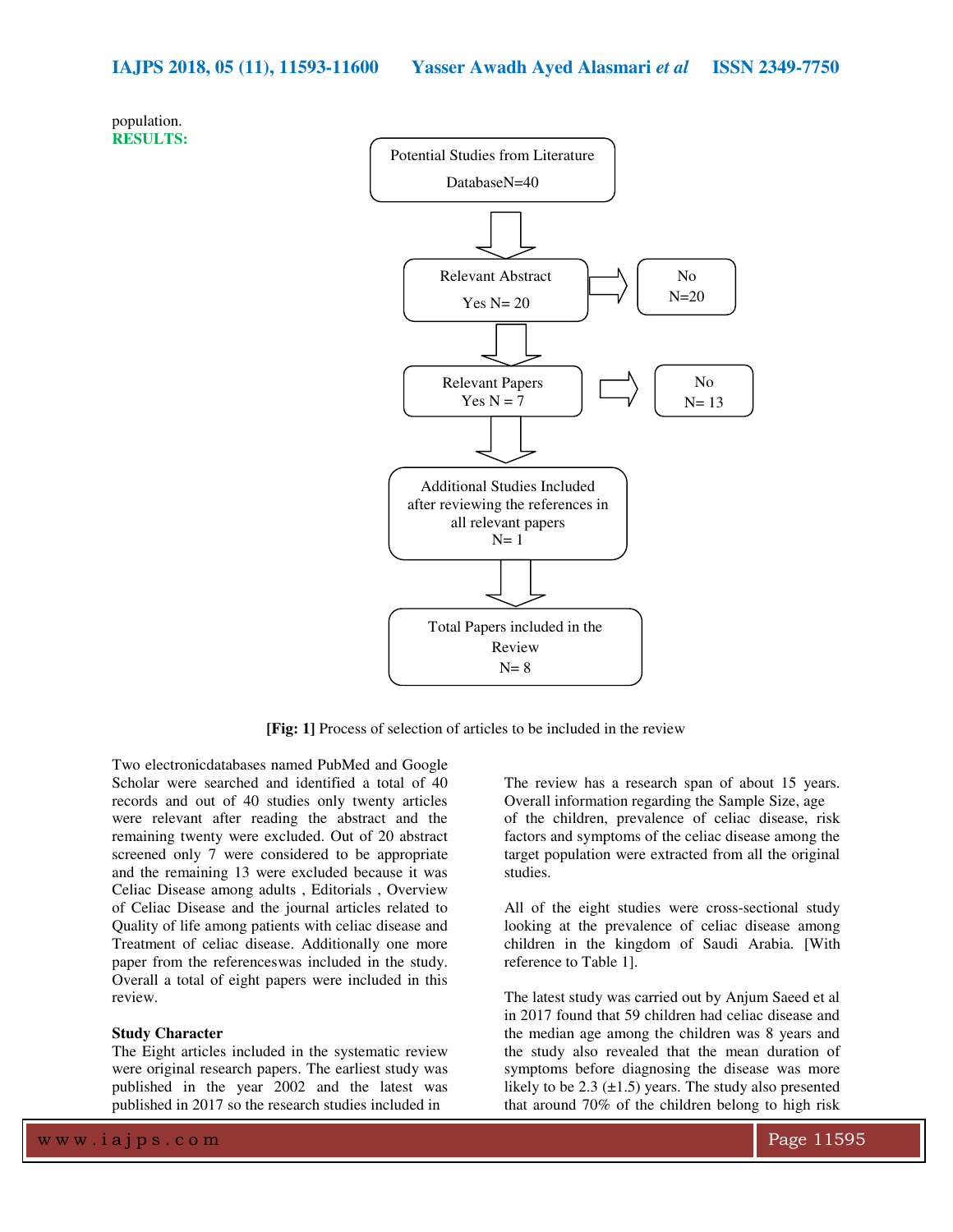population.

**RESULTS:**

Potential Studies from Literature DatabaseN=40

Relevant Abstract Yes N= 20 → No N=20

Relevant Papers Yes N = 7 → No N= 13

Additional Studies Included after reviewing the references in all relevant papers N= 1

Total Papers included in the Review N= 8

**[Fig: 1]** Process of selection of articles to be included in the review

Two electronicdatabases named PubMed and Google Scholar were searched and identified a total of 40 records and out of 40 studies only twenty articles were relevant after reading the abstract and the remaining twenty were excluded. Out of 20 abstract screened only 7 were considered to be appropriate and the remaining 13 were excluded because it was Celiac Disease among adults , Editorials , Overview of Celiac Disease and the journal articles related to Quality of life among patients with celiac disease and Treatment of celiac disease. Additionally one more paper from the referenceswas included in the study. Overall a total of eight papers were included in this review.

**Study Character**

The Eight articles included in the systematic review were original research papers. The earliest study was published in the year 2002 and the latest was published in 2017 so the research studies included in The review has a research span of about 15 years. Overall information regarding the Sample Size, age of the children, prevalence of celiac disease, risk factors and symptoms of the celiac disease among the target population were extracted from all the original studies.

All of the eight studies were cross-sectional study looking at the prevalence of celiac disease among children in the kingdom of Saudi Arabia. [With reference to Table 1].

The latest study was carried out by Anjum Saeed et al in 2017 found that 59 children had celiac disease and the median age among the children was 8 years and the study also revealed that the mean duration of symptoms before diagnosing the disease was more likely to be 2.3 (±1.5) years. The study also presented that around 70% of the children belong to high risk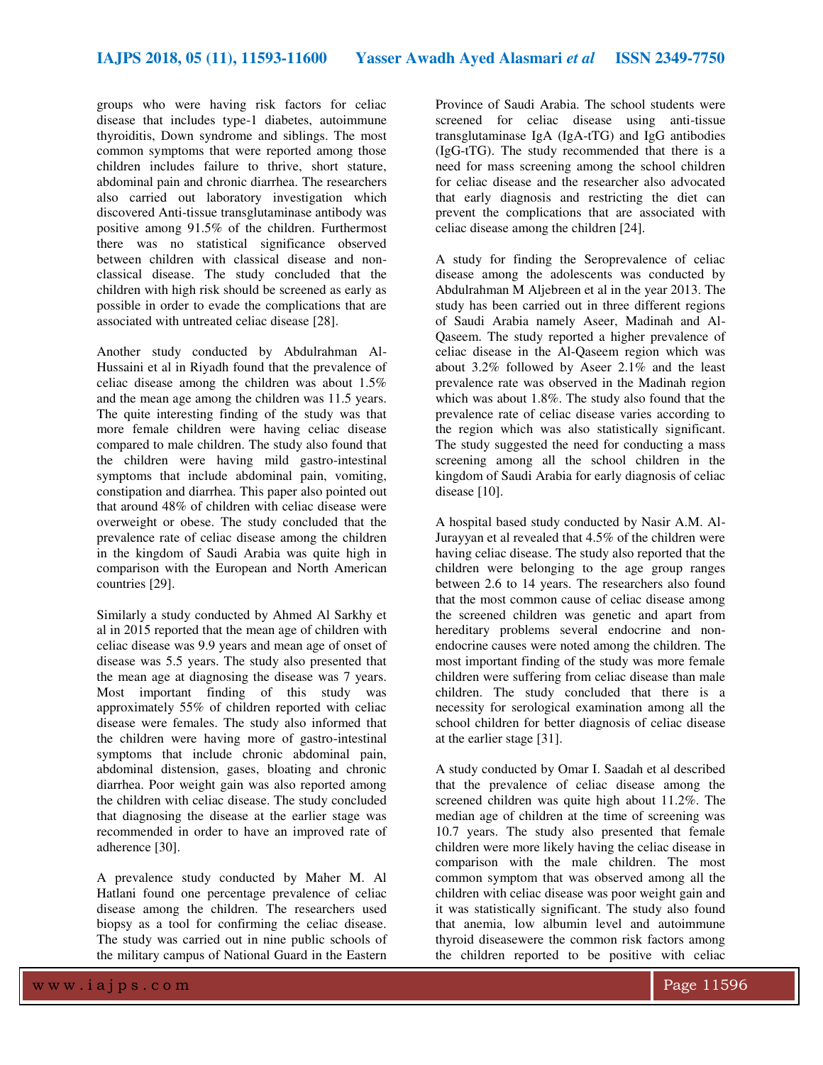groups who were having risk factors for celiac disease that includes type-1 diabetes, autoimmune thyroiditis, Down syndrome and siblings. The most common symptoms that were reported among those children includes failure to thrive, short stature, abdominal pain and chronic diarrhea. The researchers also carried out laboratory investigation which discovered Anti-tissue transglutaminase antibody was positive among 91.5% of the children. Furthermost there was no statistical significance observed between children with classical disease and non-classical disease. The study concluded that the children with high risk should be screened as early as possible in order to evade the complications that are associated with untreated celiac disease [28].

Another study conducted by Abdulrahman Al-Hussaini et al in Riyadh found that the prevalence of celiac disease among the children was about 1.5% and the mean age among the children was 11.5 years. The quite interesting finding of the study was that more female children were having celiac disease compared to male children. The study also found that the children were having mild gastro-intestinal symptoms that include abdominal pain, vomiting, constipation and diarrhea. This paper also pointed out that around 48% of children with celiac disease were overweight or obese. The study concluded that the prevalence rate of celiac disease among the children in the kingdom of Saudi Arabia was quite high in comparison with the European and North American countries [29].

Similarly a study conducted by Ahmed Al Sarkhy et al in 2015 reported that the mean age of children with celiac disease was 9.9 years and mean age of onset of disease was 5.5 years. The study also presented that the mean age at diagnosing the disease was 7 years. Most important finding of this study was approximately 55% of children reported with celiac disease were females. The study also informed that the children were having more of gastro-intestinal symptoms that include chronic abdominal pain, abdominal distension, gases, bloating and chronic diarrhea. Poor weight gain was also reported among the children with celiac disease. The study concluded that diagnosing the disease at the earlier stage was recommended in order to have an improved rate of adherence [30].

A prevalence study conducted by Maher M. Al Hatlani found one percentage prevalence of celiac disease among the children. The researchers used biopsy as a tool for confirming the celiac disease. The study was carried out in nine public schools of the military campus of National Guard in the Eastern Province of Saudi Arabia. The school students were screened for celiac disease using anti-tissue transglutaminase IgA (IgA-tTG) and IgG antibodies (IgG-tTG). The study recommended that there is a need for mass screening among the school children for celiac disease and the researcher also advocated that early diagnosis and restricting the diet can prevent the complications that are associated with celiac disease among the children [24].

A study for finding the Seroprevalence of celiac disease among the adolescents was conducted by Abdulrahman M Aljebreen et al in the year 2013. The study has been carried out in three different regions of Saudi Arabia namely Aseer, Madinah and Al-Qaseem. The study reported a higher prevalence of celiac disease in the Al-Qaseem region which was about 3.2% followed by Aseer 2.1% and the least prevalence rate was observed in the Madinah region which was about 1.8%. The study also found that the prevalence rate of celiac disease varies according to the region which was also statistically significant. The study suggested the need for conducting a mass screening among all the school children in the kingdom of Saudi Arabia for early diagnosis of celiac disease [10].

A hospital based study conducted by Nasir A.M. Al-Jurayyan et al revealed that 4.5% of the children were having celiac disease. The study also reported that the children were belonging to the age group ranges between 2.6 to 14 years. The researchers also found that the most common cause of celiac disease among the screened children was genetic and apart from hereditary problems several endocrine and non-endocrine causes were noted among the children. The most important finding of the study was more female children were suffering from celiac disease than male children. The study concluded that there is a necessity for serological examination among all the school children for better diagnosis of celiac disease at the earlier stage [31].

A study conducted by Omar I. Saadah et al described that the prevalence of celiac disease among the screened children was quite high about 11.2%. The median age of children at the time of screening was 10.7 years. The study also presented that female children were more likely having the celiac disease in comparison with the male children. The most common symptom that was observed among all the children with celiac disease was poor weight gain and it was statistically significant. The study also found that anemia, low albumin level and autoimmune thyroid diseasewere the common risk factors among the children reported to be positive with celiac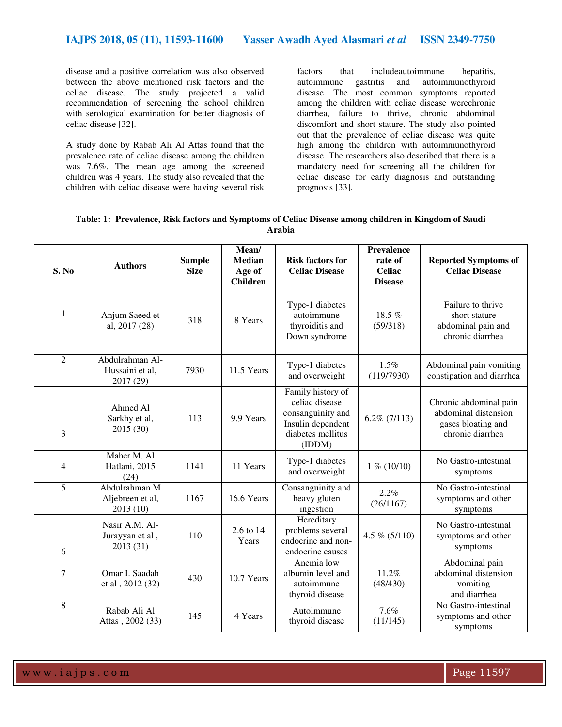disease and a positive correlation was also observed between the above mentioned risk factors and the celiac disease. The study projected a valid recommendation of screening the school children with serological examination for better diagnosis of celiac disease [32].

A study done by Rabab Ali Al Attas found that the prevalence rate of celiac disease among the children was 7.6%. The mean age among the screened children was 4 years. The study also revealed that the children with celiac disease were having several risk factors that includeautoimmune hepatitis, autoimmune gastritis and autoimmunothyroid disease. The most common symptoms reported among the children with celiac disease werechronic diarrhea, failure to thrive, chronic abdominal discomfort and short stature. The study also pointed out that the prevalence of celiac disease was quite high among the children with autoimmunothyroid disease. The researchers also described that there is a mandatory need for screening all the children for celiac disease for early diagnosis and outstanding prognosis [33].

**Table: 1: Prevalence, Risk factors and Symptoms of Celiac Disease among children in Kingdom of Saudi Arabia**

| S. No | Authors | Sample Size | Mean/ Median Age of Children | Risk factors for Celiac Disease | Prevalence rate of Celiac Disease | Reported Symptoms of Celiac Disease |
|---|---|---|---|---|---|---|
| 1 | Anjum Saeed et al, 2017 (28) | 318 | 8 Years | Type-1 diabetes autoimmune thyroiditis and Down syndrome | 18.5 % (59/318) | Failure to thrive short stature abdominal pain and chronic diarrhea |
| 2 | Abdulrahman Al-Hussaini et al, 2017 (29) | 7930 | 11.5 Years | Type-1 diabetes and overweight | 1.5% (119/7930) | Abdominal pain vomiting constipation and diarrhea |
| 3 | Ahmed Al Sarkhy et al, 2015 (30) | 113 | 9.9 Years | Family history of celiac disease consanguinity and Insulin dependent diabetes mellitus (IDDM) | 6.2% (7/113) | Chronic abdominal pain abdominal distension gases bloating and chronic diarrhea |
| 4 | Maher M. Al Hatlani, 2015 (24) | 1141 | 11 Years | Type-1 diabetes and overweight | 1 % (10/10) | No Gastro-intestinal symptoms |
| 5 | Abdulrahman M Aljebreen et al, 2013 (10) | 1167 | 16.6 Years | Consanguinity and heavy gluten ingestion | 2.2% (26/1167) | No Gastro-intestinal symptoms and other symptoms |
| 6 | Nasir A.M. Al-Jurayyan et al , 2013 (31) | 110 | 2.6 to 14 Years | Hereditary problems several endocrine and non-endocrine causes | 4.5 % (5/110) | No Gastro-intestinal symptoms and other symptoms |
| 7 | Omar I. Saadah et al , 2012 (32) | 430 | 10.7 Years | Anemia low albumin level and autoimmune thyroid disease | 11.2% (48/430) | Abdominal pain abdominal distension vomiting and diarrhea |
| 8 | Rabab Ali Al Attas , 2002 (33) | 145 | 4 Years | Autoimmune thyroid disease | 7.6% (11/145) | No Gastro-intestinal symptoms and other symptoms |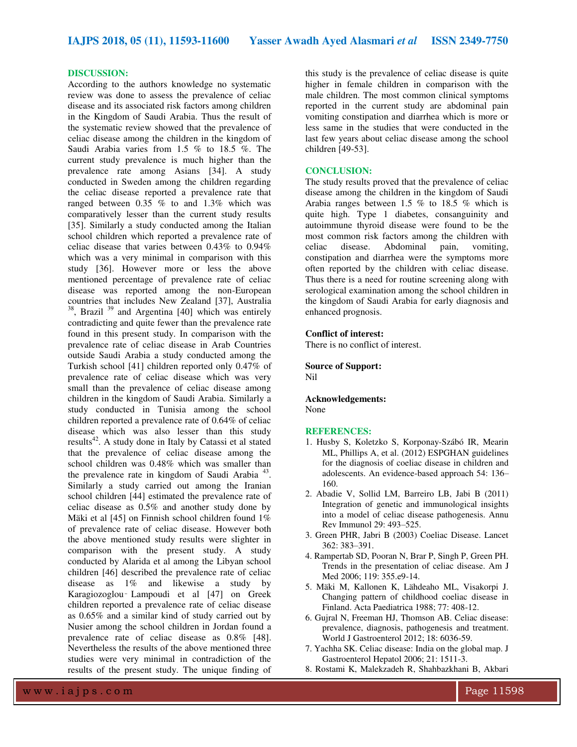## DISCUSSION:

According to the authors knowledge no systematic review was done to assess the prevalence of celiac disease and its associated risk factors among children in the Kingdom of Saudi Arabia. Thus the result of the systematic review showed that the prevalence of celiac disease among the children in the kingdom of Saudi Arabia varies from 1.5 % to 18.5 %. The current study prevalence is much higher than the prevalence rate among Asians [34]. A study conducted in Sweden among the children regarding the celiac disease reported a prevalence rate that ranged between 0.35 % to and 1.3% which was comparatively lesser than the current study results [35]. Similarly a study conducted among the Italian school children which reported a prevalence rate of celiac disease that varies between 0.43% to 0.94% which was a very minimal in comparison with this study [36]. However more or less the above mentioned percentage of prevalence rate of celiac disease was reported among the non-European countries that includes New Zealand [37], Australia [38], Brazil [39] and Argentina [40] which was entirely contradicting and quite fewer than the prevalence rate found in this present study. In comparison with the prevalence rate of celiac disease in Arab Countries outside Saudi Arabia a study conducted among the Turkish school [41] children reported only 0.47% of prevalence rate of celiac disease which was very small than the prevalence of celiac disease among children in the kingdom of Saudi Arabia. Similarly a study conducted in Tunisia among the school children reported a prevalence rate of 0.64% of celiac disease which was also lesser than this study results[42]. A study done in Italy by Catassi et al stated that the prevalence of celiac disease among the school children was 0.48% which was smaller than the prevalence rate in kingdom of Saudi Arabia [43]. Similarly a study carried out among the Iranian school children [44] estimated the prevalence rate of celiac disease as 0.5% and another study done by Mäki et al [45] on Finnish school children found 1% of prevalence rate of celiac disease. However both the above mentioned study results were slighter in comparison with the present study. A study conducted by Alarida et al among the Libyan school children [46] described the prevalence rate of celiac disease as 1% and likewise a study by Karagiozoglou‐Lampoudi et al [47] on Greek children reported a prevalence rate of celiac disease as 0.65% and a similar kind of study carried out by Nusier among the school children in Jordan found a prevalence rate of celiac disease as 0.8% [48]. Nevertheless the results of the above mentioned three studies were very minimal in contradiction of the results of the present study. The unique finding of this study is the prevalence of celiac disease is quite higher in female children in comparison with the male children. The most common clinical symptoms reported in the current study are abdominal pain vomiting constipation and diarrhea which is more or less same in the studies that were conducted in the last few years about celiac disease among the school children [49-53].

## CONCLUSION:

The study results proved that the prevalence of celiac disease among the children in the kingdom of Saudi Arabia ranges between 1.5 % to 18.5 % which is quite high. Type 1 diabetes, consanguinity and autoimmune thyroid disease were found to be the most common risk factors among the children with celiac disease. Abdominal pain, vomiting, constipation and diarrhea were the symptoms more often reported by the children with celiac disease. Thus there is a need for routine screening along with serological examination among the school children in the kingdom of Saudi Arabia for early diagnosis and enhanced prognosis.

**Conflict of interest:**
There is no conflict of interest.

**Source of Support:**
Nil

**Acknowledgements:**
None

## REFERENCES:

1. Husby S, Koletzko S, Korponay-Szábó IR, Mearin ML, Phillips A, et al. (2012) ESPGHAN guidelines for the diagnosis of coeliac disease in children and adolescents. An evidence-based approach 54: 136–160.
2. Abadie V, Sollid LM, Barreiro LB, Jabi B (2011) Integration of genetic and immunological insights into a model of celiac disease pathogenesis. Annu Rev Immunol 29: 493–525.
3. Green PHR, Jabri B (2003) Coeliac Disease. Lancet 362: 383–391.
4. Rampertab SD, Pooran N, Brar P, Singh P, Green PH. Trends in the presentation of celiac disease. Am J Med 2006; 119: 355.e9-14.
5. Mäki M, Kallonen K, Lähdeaho ML, Visakorpi J. Changing pattern of childhood coeliac disease in Finland. Acta Paediatrica 1988; 77: 408-12.
6. Gujral N, Freeman HJ, Thomson AB. Celiac disease: prevalence, diagnosis, pathogenesis and treatment. World J Gastroenterol 2012; 18: 6036-59.
7. Yachha SK. Celiac disease: India on the global map. J Gastroenterol Hepatol 2006; 21: 1511-3.
8. Rostami K, Malekzadeh R, Shahbazkhani B, Akbari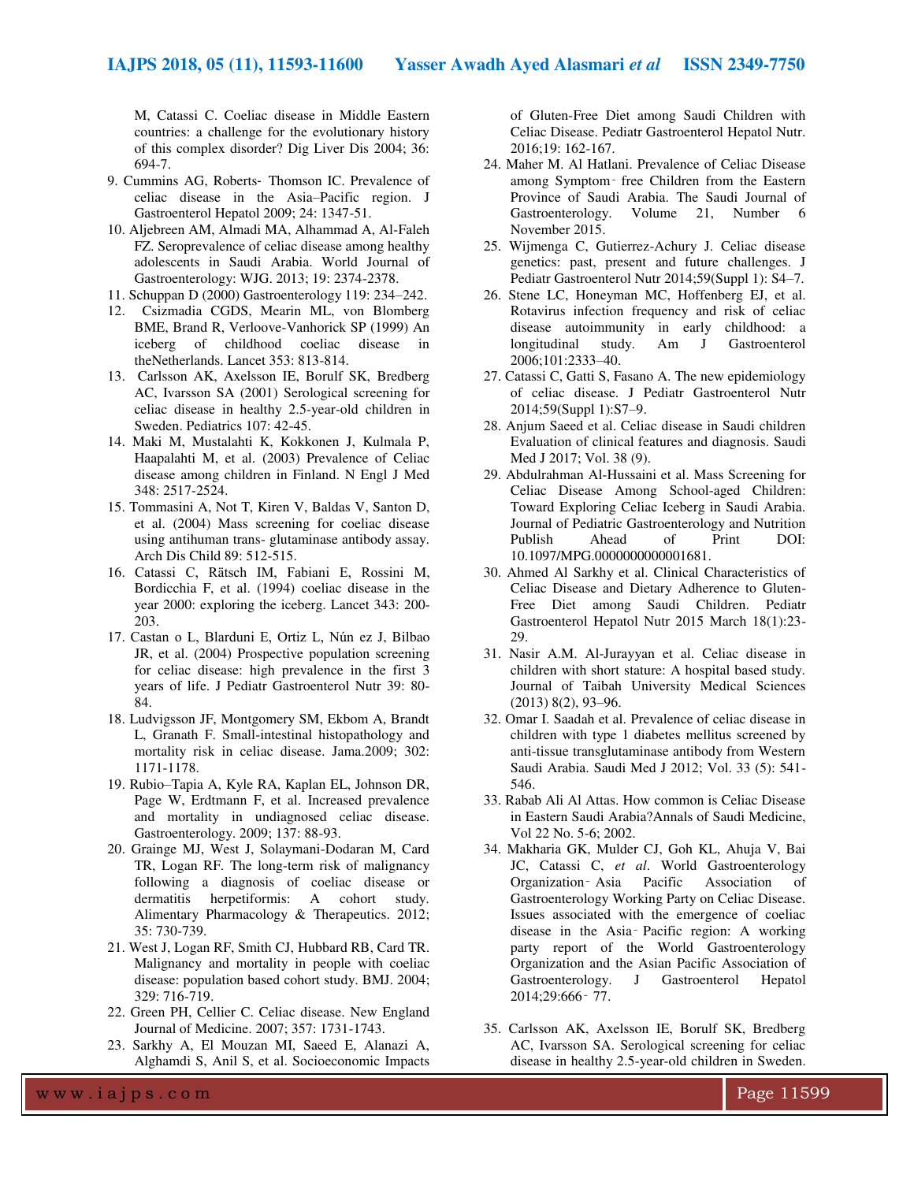M, Catassi C. Coeliac disease in Middle Eastern countries: a challenge for the evolutionary history of this complex disorder? Dig Liver Dis 2004; 36: 694-7.

9. Cummins AG, Roberts- Thomson IC. Prevalence of celiac disease in the Asia–Pacific region. J Gastroenterol Hepatol 2009; 24: 1347-51.
10. Aljebreen AM, Almadi MA, Alhammad A, Al-Faleh FZ. Seroprevalence of celiac disease among healthy adolescents in Saudi Arabia. World Journal of Gastroenterology: WJG. 2013; 19: 2374-2378.
11. Schuppan D (2000) Gastroenterology 119: 234–242.
12. Csizmadia CGDS, Mearin ML, von Blomberg BME, Brand R, Verloove-Vanhorick SP (1999) An iceberg of childhood coeliac disease in theNetherlands. Lancet 353: 813-814.
13. Carlsson AK, Axelsson IE, Borulf SK, Bredberg AC, Ivarsson SA (2001) Serological screening for celiac disease in healthy 2.5-year-old children in Sweden. Pediatrics 107: 42-45.
14. Maki M, Mustalahti K, Kokkonen J, Kulmala P, Haapalahti M, et al. (2003) Prevalence of Celiac disease among children in Finland. N Engl J Med 348: 2517-2524.
15. Tommasini A, Not T, Kiren V, Baldas V, Santon D, et al. (2004) Mass screening for coeliac disease using antihuman trans- glutaminase antibody assay. Arch Dis Child 89: 512-515.
16. Catassi C, Rätsch IM, Fabiani E, Rossini M, Bordicchia F, et al. (1994) coeliac disease in the year 2000: exploring the iceberg. Lancet 343: 200-203.
17. Castan o L, Blarduni E, Ortiz L, Nún ez J, Bilbao JR, et al. (2004) Prospective population screening for celiac disease: high prevalence in the first 3 years of life. J Pediatr Gastroenterol Nutr 39: 80-84.
18. Ludvigsson JF, Montgomery SM, Ekbom A, Brandt L, Granath F. Small-intestinal histopathology and mortality risk in celiac disease. Jama.2009; 302: 1171-1178.
19. Rubio–Tapia A, Kyle RA, Kaplan EL, Johnson DR, Page W, Erdtmann F, et al. Increased prevalence and mortality in undiagnosed celiac disease. Gastroenterology. 2009; 137: 88-93.
20. Grainge MJ, West J, Solaymani-Dodaran M, Card TR, Logan RF. The long-term risk of malignancy following a diagnosis of coeliac disease or dermatitis herpetiformis: A cohort study. Alimentary Pharmacology & Therapeutics. 2012; 35: 730-739.
21. West J, Logan RF, Smith CJ, Hubbard RB, Card TR. Malignancy and mortality in people with coeliac disease: population based cohort study. BMJ. 2004; 329: 716-719.
22. Green PH, Cellier C. Celiac disease. New England Journal of Medicine. 2007; 357: 1731-1743.
23. Sarkhy A, El Mouzan MI, Saeed E, Alanazi A, Alghamdi S, Anil S, et al. Socioeconomic Impacts of Gluten-Free Diet among Saudi Children with Celiac Disease. Pediatr Gastroenterol Hepatol Nutr. 2016;19: 162-167.
24. Maher M. Al Hatlani. Prevalence of Celiac Disease among Symptom‑free Children from the Eastern Province of Saudi Arabia. The Saudi Journal of Gastroenterology. Volume 21, Number 6 November 2015.
25. Wijmenga C, Gutierrez-Achury J. Celiac disease genetics: past, present and future challenges. J Pediatr Gastroenterol Nutr 2014;59(Suppl 1): S4–7.
26. Stene LC, Honeyman MC, Hoffenberg EJ, et al. Rotavirus infection frequency and risk of celiac disease autoimmunity in early childhood: a longitudinal study. Am J Gastroenterol 2006;101:2333–40.
27. Catassi C, Gatti S, Fasano A. The new epidemiology of celiac disease. J Pediatr Gastroenterol Nutr 2014;59(Suppl 1):S7–9.
28. Anjum Saeed et al. Celiac disease in Saudi children Evaluation of clinical features and diagnosis. Saudi Med J 2017; Vol. 38 (9).
29. Abdulrahman Al-Hussaini et al. Mass Screening for Celiac Disease Among School-aged Children: Toward Exploring Celiac Iceberg in Saudi Arabia. Journal of Pediatric Gastroenterology and Nutrition Publish Ahead of Print DOI: 10.1097/MPG.0000000000001681.
30. Ahmed Al Sarkhy et al. Clinical Characteristics of Celiac Disease and Dietary Adherence to Gluten-Free Diet among Saudi Children. Pediatr Gastroenterol Hepatol Nutr 2015 March 18(1):23-29.
31. Nasir A.M. Al-Jurayyan et al. Celiac disease in children with short stature: A hospital based study. Journal of Taibah University Medical Sciences (2013) 8(2), 93–96.
32. Omar I. Saadah et al. Prevalence of celiac disease in children with type 1 diabetes mellitus screened by anti-tissue transglutaminase antibody from Western Saudi Arabia. Saudi Med J 2012; Vol. 33 (5): 541-546.
33. Rabab Ali Al Attas. How common is Celiac Disease in Eastern Saudi Arabia?Annals of Saudi Medicine, Vol 22 No. 5-6; 2002.
34. Makharia GK, Mulder CJ, Goh KL, Ahuja V, Bai JC, Catassi C, *et al*. World Gastroenterology Organization‑Asia Pacific Association of Gastroenterology Working Party on Celiac Disease. Issues associated with the emergence of coeliac disease in the Asia‑Pacific region: A working party report of the World Gastroenterology Organization and the Asian Pacific Association of Gastroenterology. J Gastroenterol Hepatol 2014;29:666‑77.
35. Carlsson AK, Axelsson IE, Borulf SK, Bredberg AC, Ivarsson SA. Serological screening for celiac disease in healthy 2.5-year-old children in Sweden.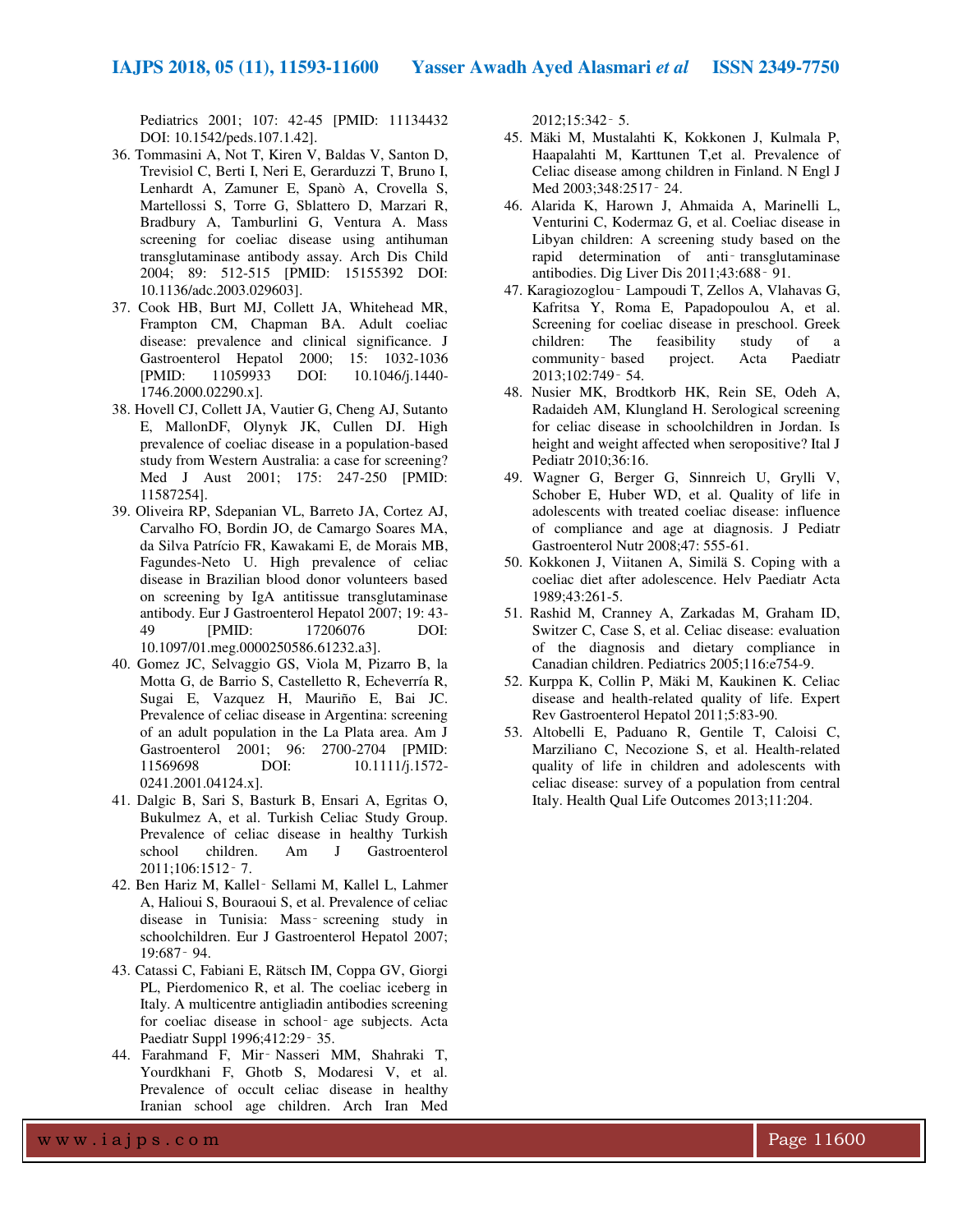Pediatrics 2001; 107: 42-45 [PMID: 11134432 DOI: 10.1542/peds.107.1.42].

36. Tommasini A, Not T, Kiren V, Baldas V, Santon D, Trevisiol C, Berti I, Neri E, Gerarduzzi T, Bruno I, Lenhardt A, Zamuner E, Spanò A, Crovella S, Martellossi S, Torre G, Sblattero D, Marzari R, Bradbury A, Tamburlini G, Ventura A. Mass screening for coeliac disease using antihuman transglutaminase antibody assay. Arch Dis Child 2004; 89: 512-515 [PMID: 15155392 DOI: 10.1136/adc.2003.029603].
37. Cook HB, Burt MJ, Collett JA, Whitehead MR, Frampton CM, Chapman BA. Adult coeliac disease: prevalence and clinical significance. J Gastroenterol Hepatol 2000; 15: 1032-1036 [PMID: 11059933 DOI: 10.1046/j.1440-1746.2000.02290.x].
38. Hovell CJ, Collett JA, Vautier G, Cheng AJ, Sutanto E, MallonDF, Olynyk JK, Cullen DJ. High prevalence of coeliac disease in a population-based study from Western Australia: a case for screening? Med J Aust 2001; 175: 247-250 [PMID: 11587254].
39. Oliveira RP, Sdepanian VL, Barreto JA, Cortez AJ, Carvalho FO, Bordin JO, de Camargo Soares MA, da Silva Patrício FR, Kawakami E, de Morais MB, Fagundes-Neto U. High prevalence of celiac disease in Brazilian blood donor volunteers based on screening by IgA antitissue transglutaminase antibody. Eur J Gastroenterol Hepatol 2007; 19: 43-49 [PMID: 17206076 DOI: 10.1097/01.meg.0000250586.61232.a3].
40. Gomez JC, Selvaggio GS, Viola M, Pizarro B, la Motta G, de Barrio S, Castelletto R, Echeverría R, Sugai E, Vazquez H, Mauriño E, Bai JC. Prevalence of celiac disease in Argentina: screening of an adult population in the La Plata area. Am J Gastroenterol 2001; 96: 2700-2704 [PMID: 11569698 DOI: 10.1111/j.1572-0241.2001.04124.x].
41. Dalgic B, Sari S, Basturk B, Ensari A, Egritas O, Bukulmez A, et al. Turkish Celiac Study Group. Prevalence of celiac disease in healthy Turkish school children. Am J Gastroenterol 2011;106:1512‑7.
42. Ben Hariz M, Kallel‑Sellami M, Kallel L, Lahmer A, Halioui S, Bouraoui S, et al. Prevalence of celiac disease in Tunisia: Mass‑screening study in schoolchildren. Eur J Gastroenterol Hepatol 2007; 19:687‑94.
43. Catassi C, Fabiani E, Rätsch IM, Coppa GV, Giorgi PL, Pierdomenico R, et al. The coeliac iceberg in Italy. A multicentre antigliadin antibodies screening for coeliac disease in school‑age subjects. Acta Paediatr Suppl 1996;412:29‑35.
44. Farahmand F, Mir‑Nasseri MM, Shahraki T, Yourdkhani F, Ghotb S, Modaresi V, et al. Prevalence of occult celiac disease in healthy Iranian school age children. Arch Iran Med 2012;15:342‑5.
45. Mäki M, Mustalahti K, Kokkonen J, Kulmala P, Haapalahti M, Karttunen T,et al. Prevalence of Celiac disease among children in Finland. N Engl J Med 2003;348:2517‑24.
46. Alarida K, Harown J, Ahmaida A, Marinelli L, Venturini C, Kodermaz G, et al. Coeliac disease in Libyan children: A screening study based on the rapid determination of anti‑transglutaminase antibodies. Dig Liver Dis 2011;43:688‑91.
47. Karagiozoglou‑Lampoudi T, Zellos A, Vlahavas G, Kafritsa Y, Roma E, Papadopoulou A, et al. Screening for coeliac disease in preschool. Greek children: The feasibility study of a community‑based project. Acta Paediatr 2013;102:749‑54.
48. Nusier MK, Brodtkorb HK, Rein SE, Odeh A, Radaideh AM, Klungland H. Serological screening for celiac disease in schoolchildren in Jordan. Is height and weight affected when seropositive? Ital J Pediatr 2010;36:16.
49. Wagner G, Berger G, Sinnreich U, Grylli V, Schober E, Huber WD, et al. Quality of life in adolescents with treated coeliac disease: influence of compliance and age at diagnosis. J Pediatr Gastroenterol Nutr 2008;47: 555-61.
50. Kokkonen J, Viitanen A, Similä S. Coping with a coeliac diet after adolescence. Helv Paediatr Acta 1989;43:261-5.
51. Rashid M, Cranney A, Zarkadas M, Graham ID, Switzer C, Case S, et al. Celiac disease: evaluation of the diagnosis and dietary compliance in Canadian children. Pediatrics 2005;116:e754-9.
52. Kurppa K, Collin P, Mäki M, Kaukinen K. Celiac disease and health-related quality of life. Expert Rev Gastroenterol Hepatol 2011;5:83-90.
53. Altobelli E, Paduano R, Gentile T, Caloisi C, Marziliano C, Necozione S, et al. Health-related quality of life in children and adolescents with celiac disease: survey of a population from central Italy. Health Qual Life Outcomes 2013;11:204.